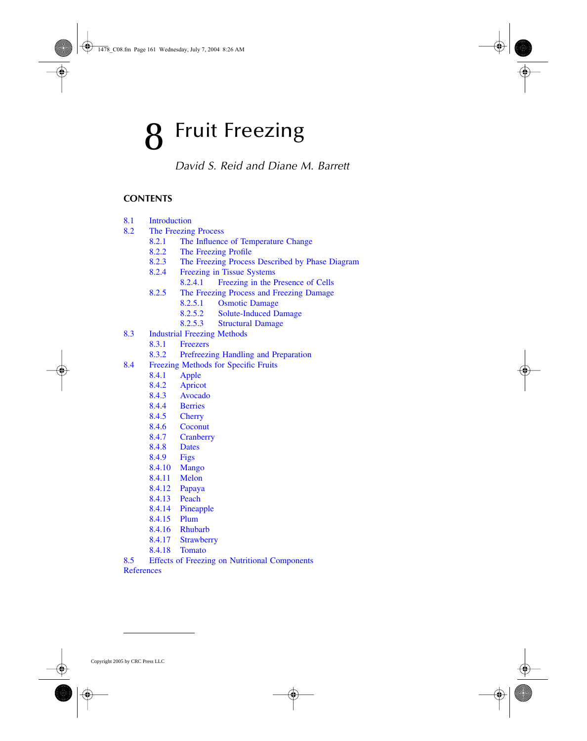# 8 Fruit Freezing

*David S. Reid and Diane M. Barrett*

## CONTENTS

- 8.1 Introduction
- 8.2 The Freezing Process
  - 8.2.1 The Influence of Temperature Change
  - 8.2.2 The Freezing Profile
  - 8.2.3 The Freezing Process Described by Phase Diagram
  - 8.2.4 Freezing in Tissue Systems
    - 8.2.4.1 Freezing in the Presence of Cells
  - 8.2.5 The Freezing Process and Freezing Damage
    - 8.2.5.1 Osmotic Damage
    - 8.2.5.2 Solute-Induced Damage
    - 8.2.5.3 Structural Damage
- 8.3 Industrial Freezing Methods
  - 8.3.1 Freezers
  - 8.3.2 Prefreezing Handling and Preparation
- 8.4 Freezing Methods for Specific Fruits
  - 8.4.1 Apple
  - 8.4.2 Apricot
  - 8.4.3 Avocado
  - 8.4.4 Berries
  - 8.4.5 Cherry
  - 8.4.6 Coconut
  - 8.4.7 Cranberry
  - 8.4.8 Dates
  - 8.4.9 Figs
  - 8.4.10 Mango
  - 8.4.11 Melon
  - 8.4.12 Papaya
  - 8.4.13 Peach
  - 8.4.14 Pineapple
  - 8.4.15 Plum
  - 8.4.16 Rhubarb
  - 8.4.17 Strawberry
  - 8.4.18 Tomato
- 8.5 Effects of Freezing on Nutritional Components
- References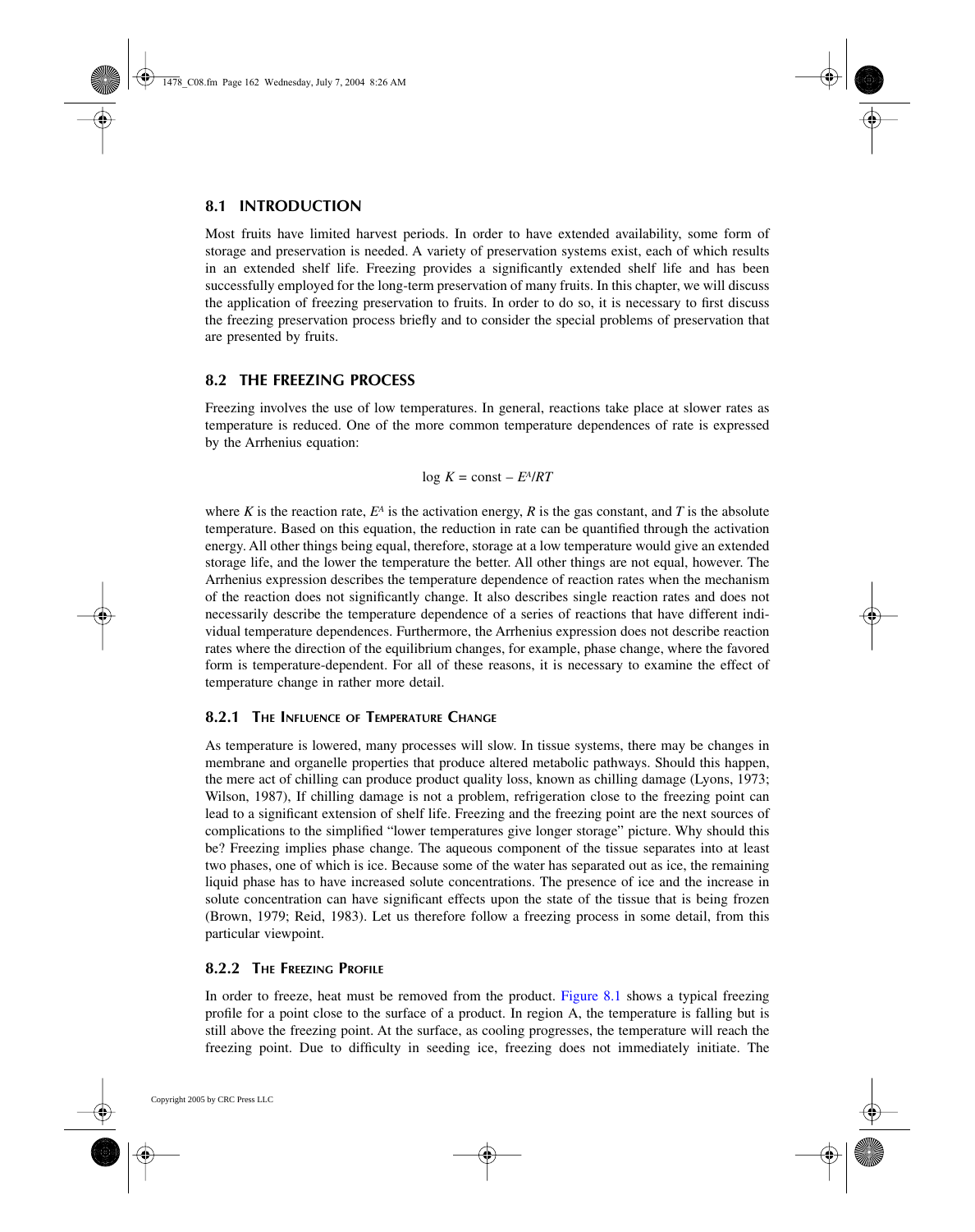## 8.1 INTRODUCTION

Most fruits have limited harvest periods. In order to have extended availability, some form of storage and preservation is needed. A variety of preservation systems exist, each of which results in an extended shelf life. Freezing provides a significantly extended shelf life and has been successfully employed for the long-term preservation of many fruits. In this chapter, we will discuss the application of freezing preservation to fruits. In order to do so, it is necessary to first discuss the freezing preservation process briefly and to consider the special problems of preservation that are presented by fruits.

## 8.2 THE FREEZING PROCESS

Freezing involves the use of low temperatures. In general, reactions take place at slower rates as temperature is reduced. One of the more common temperature dependences of rate is expressed by the Arrhenius equation:

$$\log K = \text{const} - E^A/RT$$

where $K$ is the reaction rate, $E^A$ is the activation energy, $R$ is the gas constant, and $T$ is the absolute temperature. Based on this equation, the reduction in rate can be quantified through the activation energy. All other things being equal, therefore, storage at a low temperature would give an extended storage life, and the lower the temperature the better. All other things are not equal, however. The Arrhenius expression describes the temperature dependence of reaction rates when the mechanism of the reaction does not significantly change. It also describes single reaction rates and does not necessarily describe the temperature dependence of a series of reactions that have different individual temperature dependences. Furthermore, the Arrhenius expression does not describe reaction rates where the direction of the equilibrium changes, for example, phase change, where the favored form is temperature-dependent. For all of these reasons, it is necessary to examine the effect of temperature change in rather more detail.

### 8.2.1 THE INFLUENCE OF TEMPERATURE CHANGE

As temperature is lowered, many processes will slow. In tissue systems, there may be changes in membrane and organelle properties that produce altered metabolic pathways. Should this happen, the mere act of chilling can produce product quality loss, known as chilling damage (Lyons, 1973; Wilson, 1987), If chilling damage is not a problem, refrigeration close to the freezing point can lead to a significant extension of shelf life. Freezing and the freezing point are the next sources of complications to the simplified "lower temperatures give longer storage" picture. Why should this be? Freezing implies phase change. The aqueous component of the tissue separates into at least two phases, one of which is ice. Because some of the water has separated out as ice, the remaining liquid phase has to have increased solute concentrations. The presence of ice and the increase in solute concentration can have significant effects upon the state of the tissue that is being frozen (Brown, 1979; Reid, 1983). Let us therefore follow a freezing process in some detail, from this particular viewpoint.

### 8.2.2 THE FREEZING PROFILE

In order to freeze, heat must be removed from the product. Figure 8.1 shows a typical freezing profile for a point close to the surface of a product. In region A, the temperature is falling but is still above the freezing point. At the surface, as cooling progresses, the temperature will reach the freezing point. Due to difficulty in seeding ice, freezing does not immediately initiate. The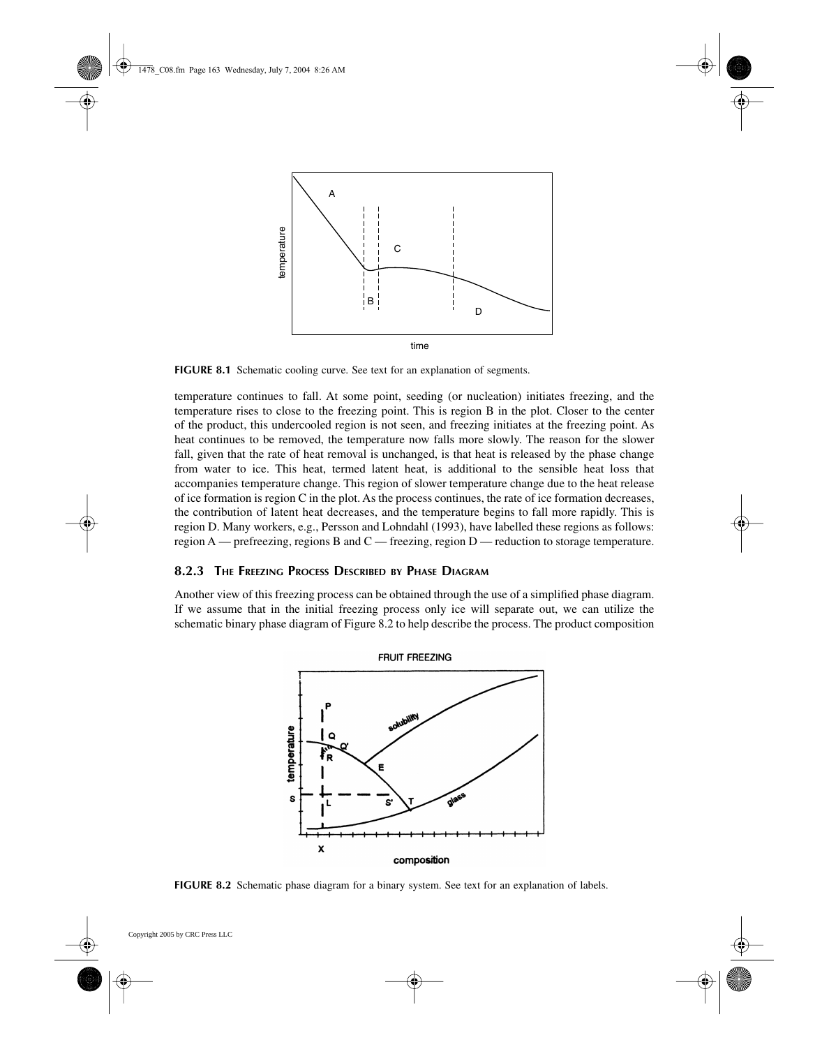FIGURE 8.1 Schematic cooling curve. See text for an explanation of segments.

temperature continues to fall. At some point, seeding (or nucleation) initiates freezing, and the temperature rises to close to the freezing point. This is region B in the plot. Closer to the center of the product, this undercooled region is not seen, and freezing initiates at the freezing point. As heat continues to be removed, the temperature now falls more slowly. The reason for the slower fall, given that the rate of heat removal is unchanged, is that heat is released by the phase change from water to ice. This heat, termed latent heat, is additional to the sensible heat loss that accompanies temperature change. This region of slower temperature change due to the heat release of ice formation is region C in the plot. As the process continues, the rate of ice formation decreases, the contribution of latent heat decreases, and the temperature begins to fall more rapidly. This is region D. Many workers, e.g., Persson and Lohndahl (1993), have labelled these regions as follows: region A — prefreezing, regions B and C — freezing, region D — reduction to storage temperature.

### 8.2.3 The Freezing Process Described by Phase Diagram

Another view of this freezing process can be obtained through the use of a simplified phase diagram. If we assume that in the initial freezing process only ice will separate out, we can utilize the schematic binary phase diagram of Figure 8.2 to help describe the process. The product composition

FIGURE 8.2 Schematic phase diagram for a binary system. See text for an explanation of labels.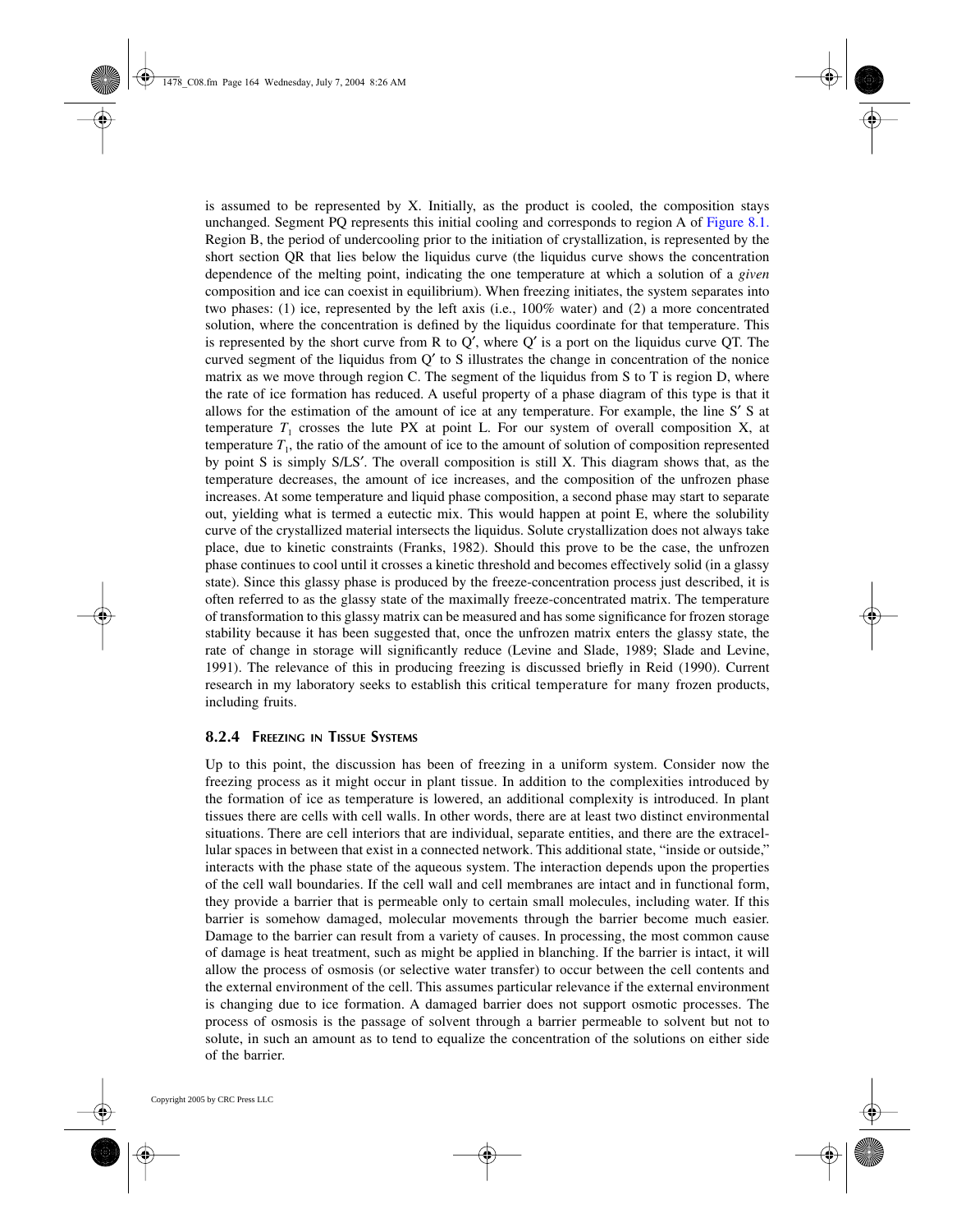is assumed to be represented by X. Initially, as the product is cooled, the composition stays unchanged. Segment PQ represents this initial cooling and corresponds to region A of Figure 8.1. Region B, the period of undercooling prior to the initiation of crystallization, is represented by the short section QR that lies below the liquidus curve (the liquidus curve shows the concentration dependence of the melting point, indicating the one temperature at which a solution of a *given* composition and ice can coexist in equilibrium). When freezing initiates, the system separates into two phases: (1) ice, represented by the left axis (i.e., 100% water) and (2) a more concentrated solution, where the concentration is defined by the liquidus coordinate for that temperature. This is represented by the short curve from R to Q′, where Q′ is a port on the liquidus curve QT. The curved segment of the liquidus from Q′ to S illustrates the change in concentration of the nonice matrix as we move through region C. The segment of the liquidus from S to T is region D, where the rate of ice formation has reduced. A useful property of a phase diagram of this type is that it allows for the estimation of the amount of ice at any temperature. For example, the line S′ S at temperature $T_1$ crosses the lute PX at point L. For our system of overall composition X, at temperature $T_1$, the ratio of the amount of ice to the amount of solution of composition represented by point S is simply S/LS′. The overall composition is still X. This diagram shows that, as the temperature decreases, the amount of ice increases, and the composition of the unfrozen phase increases. At some temperature and liquid phase composition, a second phase may start to separate out, yielding what is termed a eutectic mix. This would happen at point E, where the solubility curve of the crystallized material intersects the liquidus. Solute crystallization does not always take place, due to kinetic constraints (Franks, 1982). Should this prove to be the case, the unfrozen phase continues to cool until it crosses a kinetic threshold and becomes effectively solid (in a glassy state). Since this glassy phase is produced by the freeze-concentration process just described, it is often referred to as the glassy state of the maximally freeze-concentrated matrix. The temperature of transformation to this glassy matrix can be measured and has some significance for frozen storage stability because it has been suggested that, once the unfrozen matrix enters the glassy state, the rate of change in storage will significantly reduce (Levine and Slade, 1989; Slade and Levine, 1991). The relevance of this in producing freezing is discussed briefly in Reid (1990). Current research in my laboratory seeks to establish this critical temperature for many frozen products, including fruits.

### 8.2.4 Freezing in Tissue Systems

Up to this point, the discussion has been of freezing in a uniform system. Consider now the freezing process as it might occur in plant tissue. In addition to the complexities introduced by the formation of ice as temperature is lowered, an additional complexity is introduced. In plant tissues there are cells with cell walls. In other words, there are at least two distinct environmental situations. There are cell interiors that are individual, separate entities, and there are the extracellular spaces in between that exist in a connected network. This additional state, "inside or outside," interacts with the phase state of the aqueous system. The interaction depends upon the properties of the cell wall boundaries. If the cell wall and cell membranes are intact and in functional form, they provide a barrier that is permeable only to certain small molecules, including water. If this barrier is somehow damaged, molecular movements through the barrier become much easier. Damage to the barrier can result from a variety of causes. In processing, the most common cause of damage is heat treatment, such as might be applied in blanching. If the barrier is intact, it will allow the process of osmosis (or selective water transfer) to occur between the cell contents and the external environment of the cell. This assumes particular relevance if the external environment is changing due to ice formation. A damaged barrier does not support osmotic processes. The process of osmosis is the passage of solvent through a barrier permeable to solvent but not to solute, in such an amount as to tend to equalize the concentration of the solutions on either side of the barrier.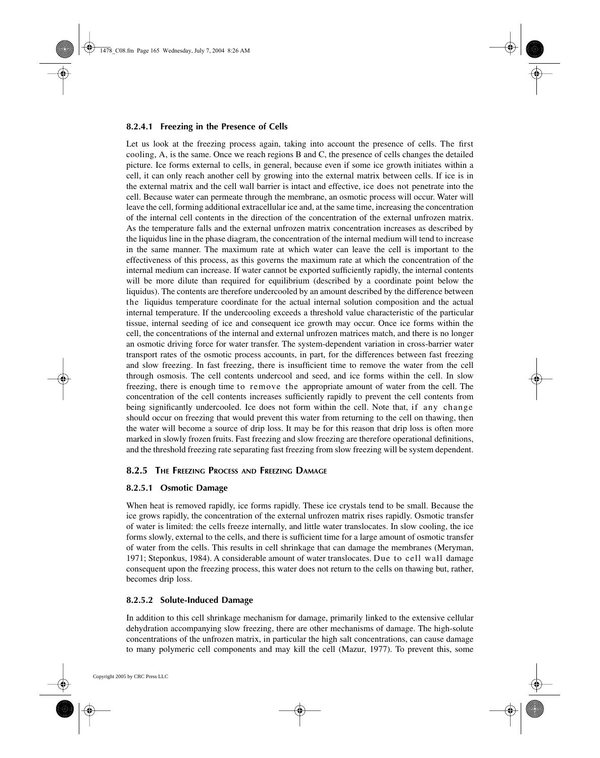#### 8.2.4.1 Freezing in the Presence of Cells

Let us look at the freezing process again, taking into account the presence of cells. The first cooling, A, is the same. Once we reach regions B and C, the presence of cells changes the detailed picture. Ice forms external to cells, in general, because even if some ice growth initiates within a cell, it can only reach another cell by growing into the external matrix between cells. If ice is in the external matrix and the cell wall barrier is intact and effective, ice does not penetrate into the cell. Because water can permeate through the membrane, an osmotic process will occur. Water will leave the cell, forming additional extracellular ice and, at the same time, increasing the concentration of the internal cell contents in the direction of the concentration of the external unfrozen matrix. As the temperature falls and the external unfrozen matrix concentration increases as described by the liquidus line in the phase diagram, the concentration of the internal medium will tend to increase in the same manner. The maximum rate at which water can leave the cell is important to the effectiveness of this process, as this governs the maximum rate at which the concentration of the internal medium can increase. If water cannot be exported sufficiently rapidly, the internal contents will be more dilute than required for equilibrium (described by a coordinate point below the liquidus). The contents are therefore undercooled by an amount described by the difference between the liquidus temperature coordinate for the actual internal solution composition and the actual internal temperature. If the undercooling exceeds a threshold value characteristic of the particular tissue, internal seeding of ice and consequent ice growth may occur. Once ice forms within the cell, the concentrations of the internal and external unfrozen matrices match, and there is no longer an osmotic driving force for water transfer. The system-dependent variation in cross-barrier water transport rates of the osmotic process accounts, in part, for the differences between fast freezing and slow freezing. In fast freezing, there is insufficient time to remove the water from the cell through osmosis. The cell contents undercool and seed, and ice forms within the cell. In slow freezing, there is enough time to remove the appropriate amount of water from the cell. The concentration of the cell contents increases sufficiently rapidly to prevent the cell contents from being significantly undercooled. Ice does not form within the cell. Note that, if any change should occur on freezing that would prevent this water from returning to the cell on thawing, then the water will become a source of drip loss. It may be for this reason that drip loss is often more marked in slowly frozen fruits. Fast freezing and slow freezing are therefore operational definitions, and the threshold freezing rate separating fast freezing from slow freezing will be system dependent.

### 8.2.5 The Freezing Process and Freezing Damage

#### 8.2.5.1 Osmotic Damage

When heat is removed rapidly, ice forms rapidly. These ice crystals tend to be small. Because the ice grows rapidly, the concentration of the external unfrozen matrix rises rapidly. Osmotic transfer of water is limited: the cells freeze internally, and little water translocates. In slow cooling, the ice forms slowly, external to the cells, and there is sufficient time for a large amount of osmotic transfer of water from the cells. This results in cell shrinkage that can damage the membranes (Meryman, 1971; Steponkus, 1984). A considerable amount of water translocates. Due to cell wall damage consequent upon the freezing process, this water does not return to the cells on thawing but, rather, becomes drip loss.

#### 8.2.5.2 Solute-Induced Damage

In addition to this cell shrinkage mechanism for damage, primarily linked to the extensive cellular dehydration accompanying slow freezing, there are other mechanisms of damage. The high-solute concentrations of the unfrozen matrix, in particular the high salt concentrations, can cause damage to many polymeric cell components and may kill the cell (Mazur, 1977). To prevent this, some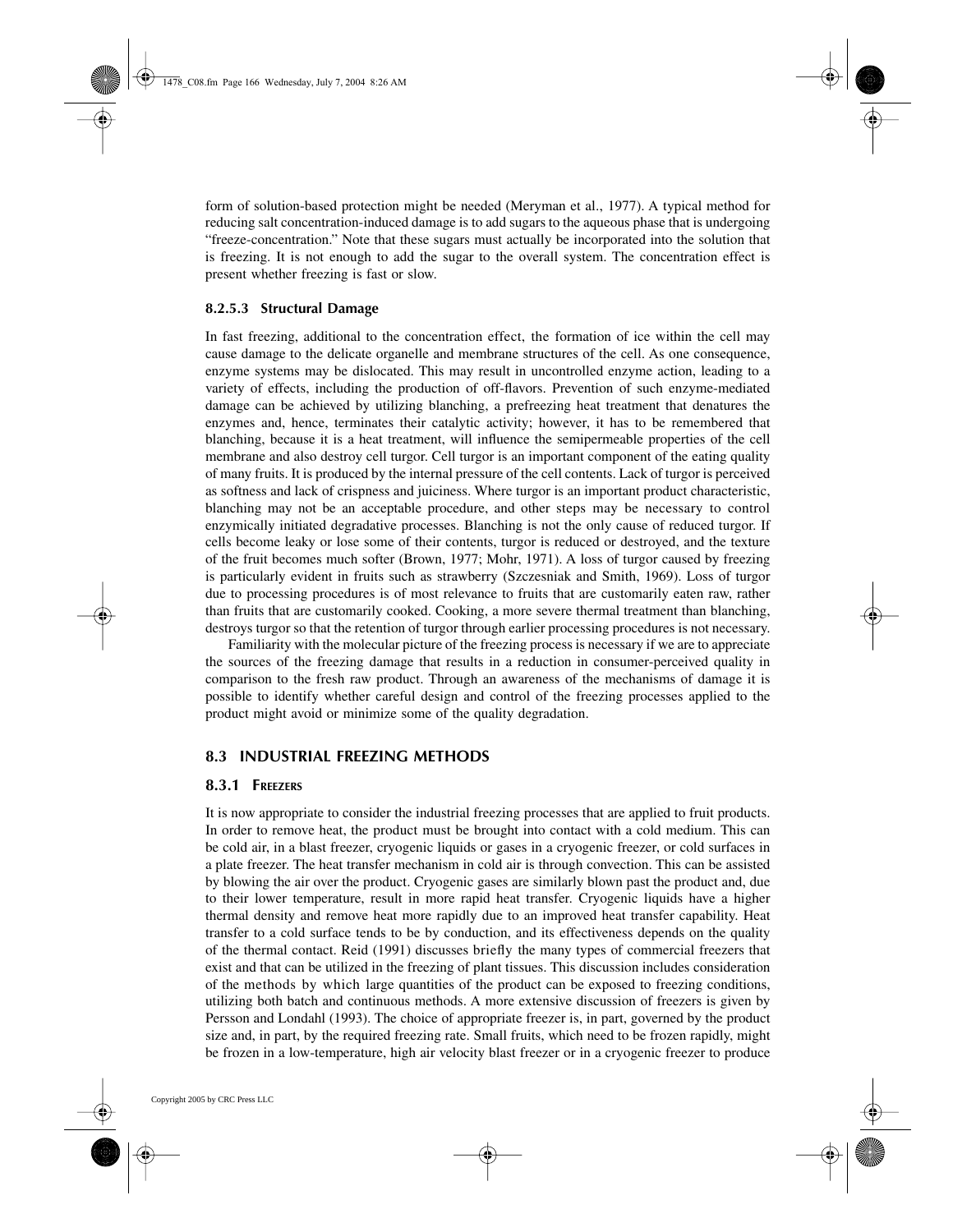form of solution-based protection might be needed (Meryman et al., 1977). A typical method for reducing salt concentration-induced damage is to add sugars to the aqueous phase that is undergoing "freeze-concentration." Note that these sugars must actually be incorporated into the solution that is freezing. It is not enough to add the sugar to the overall system. The concentration effect is present whether freezing is fast or slow.

#### 8.2.5.3 Structural Damage

In fast freezing, additional to the concentration effect, the formation of ice within the cell may cause damage to the delicate organelle and membrane structures of the cell. As one consequence, enzyme systems may be dislocated. This may result in uncontrolled enzyme action, leading to a variety of effects, including the production of off-flavors. Prevention of such enzyme-mediated damage can be achieved by utilizing blanching, a prefreezing heat treatment that denatures the enzymes and, hence, terminates their catalytic activity; however, it has to be remembered that blanching, because it is a heat treatment, will influence the semipermeable properties of the cell membrane and also destroy cell turgor. Cell turgor is an important component of the eating quality of many fruits. It is produced by the internal pressure of the cell contents. Lack of turgor is perceived as softness and lack of crispness and juiciness. Where turgor is an important product characteristic, blanching may not be an acceptable procedure, and other steps may be necessary to control enzymically initiated degradative processes. Blanching is not the only cause of reduced turgor. If cells become leaky or lose some of their contents, turgor is reduced or destroyed, and the texture of the fruit becomes much softer (Brown, 1977; Mohr, 1971). A loss of turgor caused by freezing is particularly evident in fruits such as strawberry (Szczesniak and Smith, 1969). Loss of turgor due to processing procedures is of most relevance to fruits that are customarily eaten raw, rather than fruits that are customarily cooked. Cooking, a more severe thermal treatment than blanching, destroys turgor so that the retention of turgor through earlier processing procedures is not necessary.

Familiarity with the molecular picture of the freezing process is necessary if we are to appreciate the sources of the freezing damage that results in a reduction in consumer-perceived quality in comparison to the fresh raw product. Through an awareness of the mechanisms of damage it is possible to identify whether careful design and control of the freezing processes applied to the product might avoid or minimize some of the quality degradation.

## 8.3 INDUSTRIAL FREEZING METHODS

### 8.3.1 Freezers

It is now appropriate to consider the industrial freezing processes that are applied to fruit products. In order to remove heat, the product must be brought into contact with a cold medium. This can be cold air, in a blast freezer, cryogenic liquids or gases in a cryogenic freezer, or cold surfaces in a plate freezer. The heat transfer mechanism in cold air is through convection. This can be assisted by blowing the air over the product. Cryogenic gases are similarly blown past the product and, due to their lower temperature, result in more rapid heat transfer. Cryogenic liquids have a higher thermal density and remove heat more rapidly due to an improved heat transfer capability. Heat transfer to a cold surface tends to be by conduction, and its effectiveness depends on the quality of the thermal contact. Reid (1991) discusses briefly the many types of commercial freezers that exist and that can be utilized in the freezing of plant tissues. This discussion includes consideration of the methods by which large quantities of the product can be exposed to freezing conditions, utilizing both batch and continuous methods. A more extensive discussion of freezers is given by Persson and Londahl (1993). The choice of appropriate freezer is, in part, governed by the product size and, in part, by the required freezing rate. Small fruits, which need to be frozen rapidly, might be frozen in a low-temperature, high air velocity blast freezer or in a cryogenic freezer to produce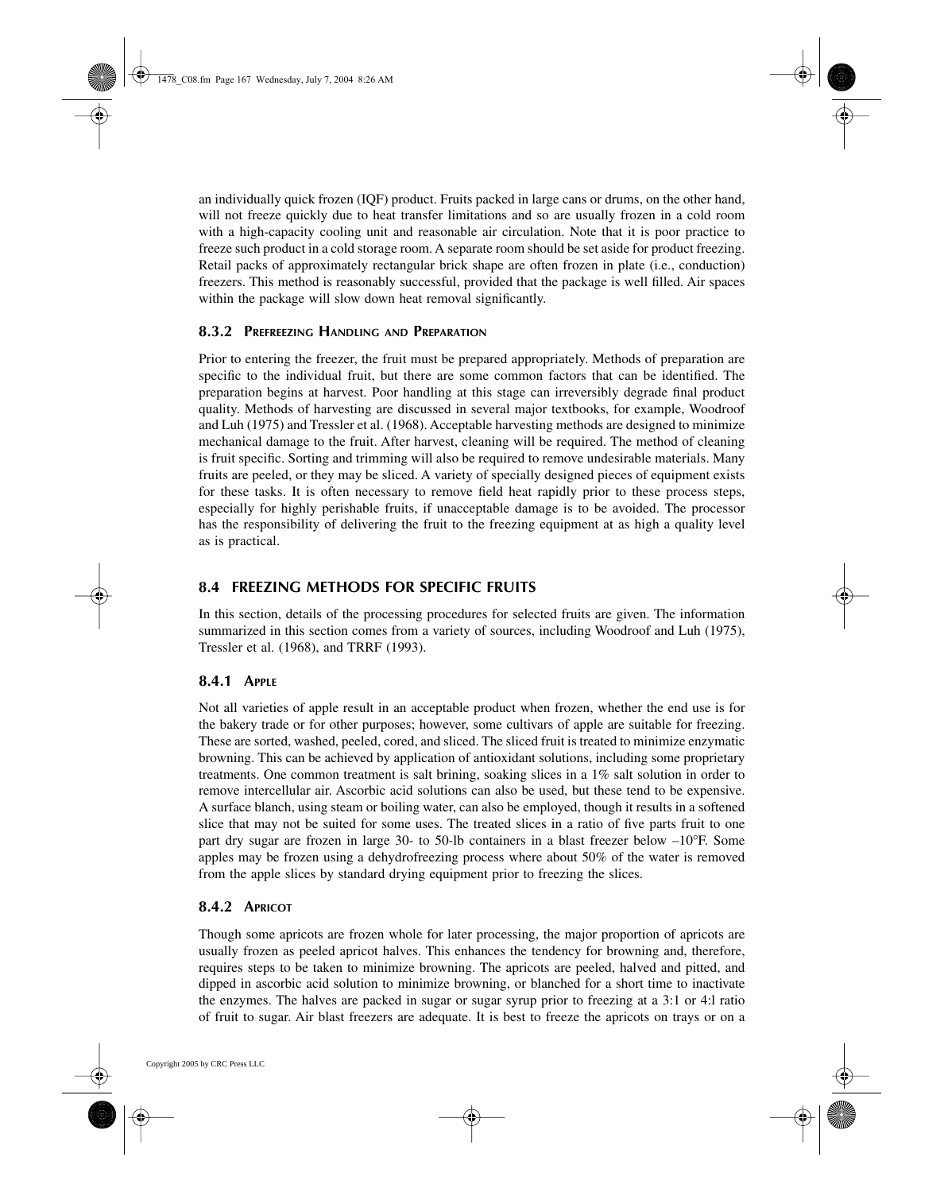an individually quick frozen (IQF) product. Fruits packed in large cans or drums, on the other hand, will not freeze quickly due to heat transfer limitations and so are usually frozen in a cold room with a high-capacity cooling unit and reasonable air circulation. Note that it is poor practice to freeze such product in a cold storage room. A separate room should be set aside for product freezing. Retail packs of approximately rectangular brick shape are often frozen in plate (i.e., conduction) freezers. This method is reasonably successful, provided that the package is well filled. Air spaces within the package will slow down heat removal significantly.

### 8.3.2 Prefreezing Handling and Preparation

Prior to entering the freezer, the fruit must be prepared appropriately. Methods of preparation are specific to the individual fruit, but there are some common factors that can be identified. The preparation begins at harvest. Poor handling at this stage can irreversibly degrade final product quality. Methods of harvesting are discussed in several major textbooks, for example, Woodroof and Luh (1975) and Tressler et al. (1968). Acceptable harvesting methods are designed to minimize mechanical damage to the fruit. After harvest, cleaning will be required. The method of cleaning is fruit specific. Sorting and trimming will also be required to remove undesirable materials. Many fruits are peeled, or they may be sliced. A variety of specially designed pieces of equipment exists for these tasks. It is often necessary to remove field heat rapidly prior to these process steps, especially for highly perishable fruits, if unacceptable damage is to be avoided. The processor has the responsibility of delivering the fruit to the freezing equipment at as high a quality level as is practical.

## 8.4 FREEZING METHODS FOR SPECIFIC FRUITS

In this section, details of the processing procedures for selected fruits are given. The information summarized in this section comes from a variety of sources, including Woodroof and Luh (1975), Tressler et al. (1968), and TRRF (1993).

### 8.4.1 Apple

Not all varieties of apple result in an acceptable product when frozen, whether the end use is for the bakery trade or for other purposes; however, some cultivars of apple are suitable for freezing. These are sorted, washed, peeled, cored, and sliced. The sliced fruit is treated to minimize enzymatic browning. This can be achieved by application of antioxidant solutions, including some proprietary treatments. One common treatment is salt brining, soaking slices in a 1% salt solution in order to remove intercellular air. Ascorbic acid solutions can also be used, but these tend to be expensive. A surface blanch, using steam or boiling water, can also be employed, though it results in a softened slice that may not be suited for some uses. The treated slices in a ratio of five parts fruit to one part dry sugar are frozen in large 30- to 50-lb containers in a blast freezer below –10°F. Some apples may be frozen using a dehydrofreezing process where about 50% of the water is removed from the apple slices by standard drying equipment prior to freezing the slices.

### 8.4.2 Apricot

Though some apricots are frozen whole for later processing, the major proportion of apricots are usually frozen as peeled apricot halves. This enhances the tendency for browning and, therefore, requires steps to be taken to minimize browning. The apricots are peeled, halved and pitted, and dipped in ascorbic acid solution to minimize browning, or blanched for a short time to inactivate the enzymes. The halves are packed in sugar or sugar syrup prior to freezing at a 3:1 or 4:l ratio of fruit to sugar. Air blast freezers are adequate. It is best to freeze the apricots on trays or on a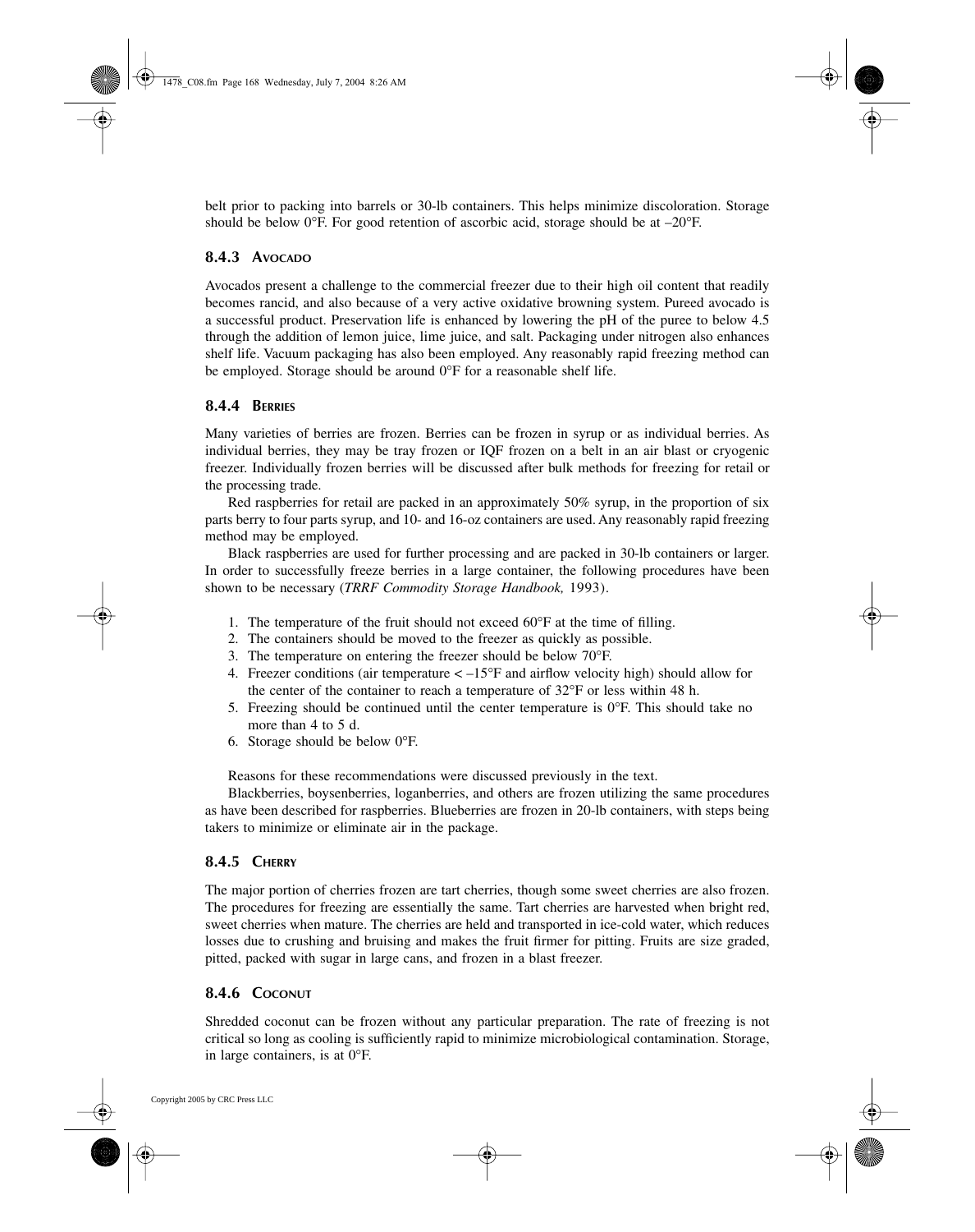belt prior to packing into barrels or 30-lb containers. This helps minimize discoloration. Storage should be below 0°F. For good retention of ascorbic acid, storage should be at –20°F.

### 8.4.3 Avocado

Avocados present a challenge to the commercial freezer due to their high oil content that readily becomes rancid, and also because of a very active oxidative browning system. Pureed avocado is a successful product. Preservation life is enhanced by lowering the pH of the puree to below 4.5 through the addition of lemon juice, lime juice, and salt. Packaging under nitrogen also enhances shelf life. Vacuum packaging has also been employed. Any reasonably rapid freezing method can be employed. Storage should be around 0°F for a reasonable shelf life.

### 8.4.4 Berries

Many varieties of berries are frozen. Berries can be frozen in syrup or as individual berries. As individual berries, they may be tray frozen or IQF frozen on a belt in an air blast or cryogenic freezer. Individually frozen berries will be discussed after bulk methods for freezing for retail or the processing trade.

Red raspberries for retail are packed in an approximately 50% syrup, in the proportion of six parts berry to four parts syrup, and 10- and 16-oz containers are used. Any reasonably rapid freezing method may be employed.

Black raspberries are used for further processing and are packed in 30-lb containers or larger. In order to successfully freeze berries in a large container, the following procedures have been shown to be necessary (*TRRF Commodity Storage Handbook,* 1993).

1. The temperature of the fruit should not exceed 60°F at the time of filling.
2. The containers should be moved to the freezer as quickly as possible.
3. The temperature on entering the freezer should be below 70°F.
4. Freezer conditions (air temperature < –15°F and airflow velocity high) should allow for the center of the container to reach a temperature of 32°F or less within 48 h.
5. Freezing should be continued until the center temperature is 0°F. This should take no more than 4 to 5 d.
6. Storage should be below 0°F.

Reasons for these recommendations were discussed previously in the text.

Blackberries, boysenberries, loganberries, and others are frozen utilizing the same procedures as have been described for raspberries. Blueberries are frozen in 20-lb containers, with steps being takers to minimize or eliminate air in the package.

### 8.4.5 Cherry

The major portion of cherries frozen are tart cherries, though some sweet cherries are also frozen. The procedures for freezing are essentially the same. Tart cherries are harvested when bright red, sweet cherries when mature. The cherries are held and transported in ice-cold water, which reduces losses due to crushing and bruising and makes the fruit firmer for pitting. Fruits are size graded, pitted, packed with sugar in large cans, and frozen in a blast freezer.

### 8.4.6 Coconut

Shredded coconut can be frozen without any particular preparation. The rate of freezing is not critical so long as cooling is sufficiently rapid to minimize microbiological contamination. Storage, in large containers, is at 0°F.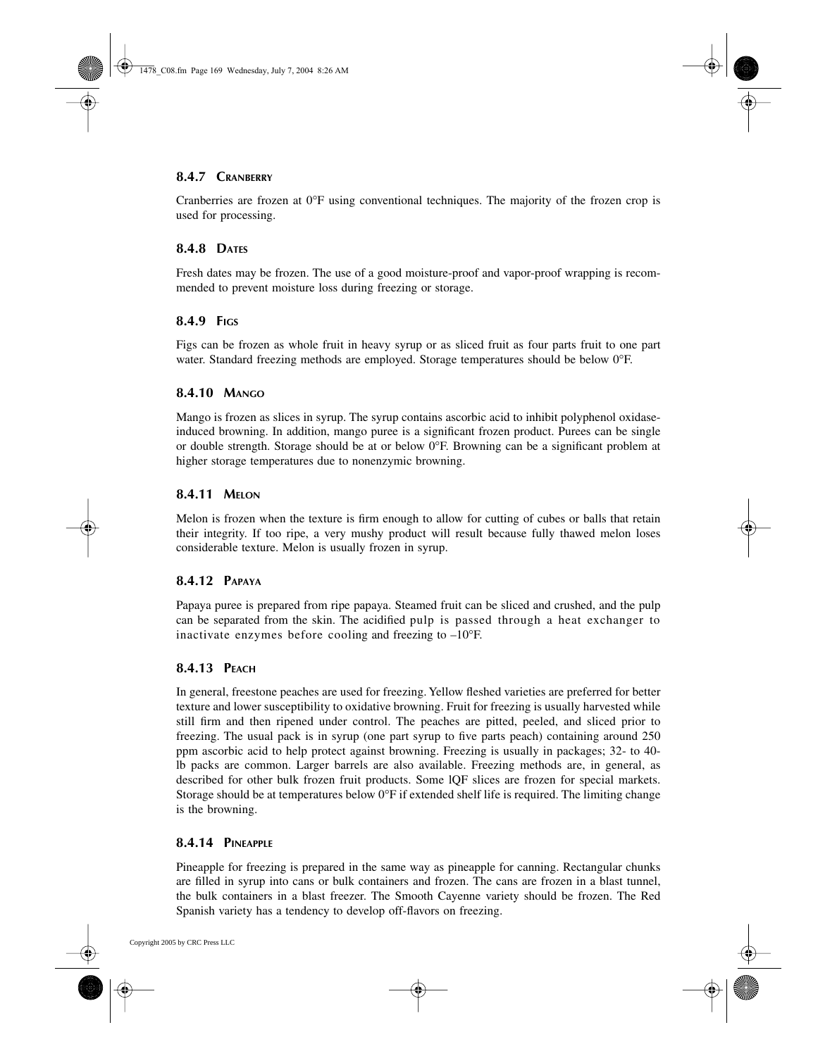### 8.4.7 Cranberry

Cranberries are frozen at 0°F using conventional techniques. The majority of the frozen crop is used for processing.

### 8.4.8 Dates

Fresh dates may be frozen. The use of a good moisture-proof and vapor-proof wrapping is recommended to prevent moisture loss during freezing or storage.

### 8.4.9 Figs

Figs can be frozen as whole fruit in heavy syrup or as sliced fruit as four parts fruit to one part water. Standard freezing methods are employed. Storage temperatures should be below 0°F.

### 8.4.10 Mango

Mango is frozen as slices in syrup. The syrup contains ascorbic acid to inhibit polyphenol oxidase-induced browning. In addition, mango puree is a significant frozen product. Purees can be single or double strength. Storage should be at or below 0°F. Browning can be a significant problem at higher storage temperatures due to nonenzymic browning.

### 8.4.11 Melon

Melon is frozen when the texture is firm enough to allow for cutting of cubes or balls that retain their integrity. If too ripe, a very mushy product will result because fully thawed melon loses considerable texture. Melon is usually frozen in syrup.

### 8.4.12 Papaya

Papaya puree is prepared from ripe papaya. Steamed fruit can be sliced and crushed, and the pulp can be separated from the skin. The acidified pulp is passed through a heat exchanger to inactivate enzymes before cooling and freezing to –10°F.

### 8.4.13 Peach

In general, freestone peaches are used for freezing. Yellow fleshed varieties are preferred for better texture and lower susceptibility to oxidative browning. Fruit for freezing is usually harvested while still firm and then ripened under control. The peaches are pitted, peeled, and sliced prior to freezing. The usual pack is in syrup (one part syrup to five parts peach) containing around 250 ppm ascorbic acid to help protect against browning. Freezing is usually in packages; 32- to 40-lb packs are common. Larger barrels are also available. Freezing methods are, in general, as described for other bulk frozen fruit products. Some IQF slices are frozen for special markets. Storage should be at temperatures below 0°F if extended shelf life is required. The limiting change is the browning.

### 8.4.14 Pineapple

Pineapple for freezing is prepared in the same way as pineapple for canning. Rectangular chunks are filled in syrup into cans or bulk containers and frozen. The cans are frozen in a blast tunnel, the bulk containers in a blast freezer. The Smooth Cayenne variety should be frozen. The Red Spanish variety has a tendency to develop off-flavors on freezing.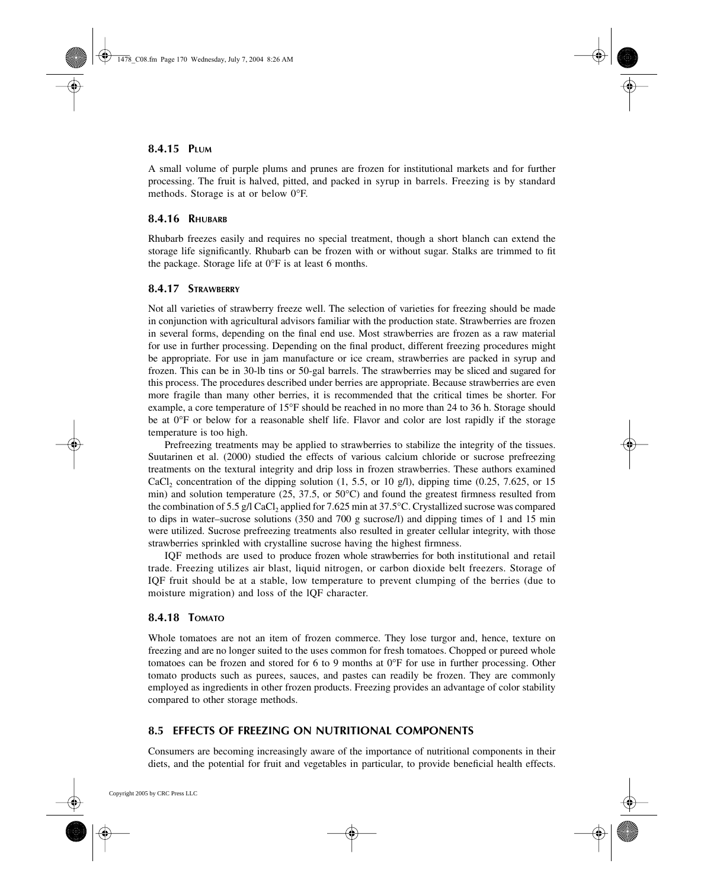### 8.4.15 Plum

A small volume of purple plums and prunes are frozen for institutional markets and for further processing. The fruit is halved, pitted, and packed in syrup in barrels. Freezing is by standard methods. Storage is at or below 0°F.

### 8.4.16 Rhubarb

Rhubarb freezes easily and requires no special treatment, though a short blanch can extend the storage life significantly. Rhubarb can be frozen with or without sugar. Stalks are trimmed to fit the package. Storage life at 0°F is at least 6 months.

### 8.4.17 Strawberry

Not all varieties of strawberry freeze well. The selection of varieties for freezing should be made in conjunction with agricultural advisors familiar with the production state. Strawberries are frozen in several forms, depending on the final end use. Most strawberries are frozen as a raw material for use in further processing. Depending on the final product, different freezing procedures might be appropriate. For use in jam manufacture or ice cream, strawberries are packed in syrup and frozen. This can be in 30-lb tins or 50-gal barrels. The strawberries may be sliced and sugared for this process. The procedures described under berries are appropriate. Because strawberries are even more fragile than many other berries, it is recommended that the critical times be shorter. For example, a core temperature of 15°F should be reached in no more than 24 to 36 h. Storage should be at 0°F or below for a reasonable shelf life. Flavor and color are lost rapidly if the storage temperature is too high.

Prefreezing treatments may be applied to strawberries to stabilize the integrity of the tissues. Suutarinen et al. (2000) studied the effects of various calcium chloride or sucrose prefreezing treatments on the textural integrity and drip loss in frozen strawberries. These authors examined $CaCl_2$ concentration of the dipping solution (1, 5.5, or 10 g/l), dipping time (0.25, 7.625, or 15 min) and solution temperature (25, 37.5, or 50°C) and found the greatest firmness resulted from the combination of 5.5 g/l $CaCl_2$ applied for 7.625 min at 37.5°C. Crystallized sucrose was compared to dips in water–sucrose solutions (350 and 700 g sucrose/l) and dipping times of 1 and 15 min were utilized. Sucrose prefreezing treatments also resulted in greater cellular integrity, with those strawberries sprinkled with crystalline sucrose having the highest firmness.

IQF methods are used to produce frozen whole strawberries for both institutional and retail trade. Freezing utilizes air blast, liquid nitrogen, or carbon dioxide belt freezers. Storage of IQF fruit should be at a stable, low temperature to prevent clumping of the berries (due to moisture migration) and loss of the lQF character.

### 8.4.18 Tomato

Whole tomatoes are not an item of frozen commerce. They lose turgor and, hence, texture on freezing and are no longer suited to the uses common for fresh tomatoes. Chopped or pureed whole tomatoes can be frozen and stored for 6 to 9 months at 0°F for use in further processing. Other tomato products such as purees, sauces, and pastes can readily be frozen. They are commonly employed as ingredients in other frozen products. Freezing provides an advantage of color stability compared to other storage methods.

## 8.5 EFFECTS OF FREEZING ON NUTRITIONAL COMPONENTS

Consumers are becoming increasingly aware of the importance of nutritional components in their diets, and the potential for fruit and vegetables in particular, to provide beneficial health effects.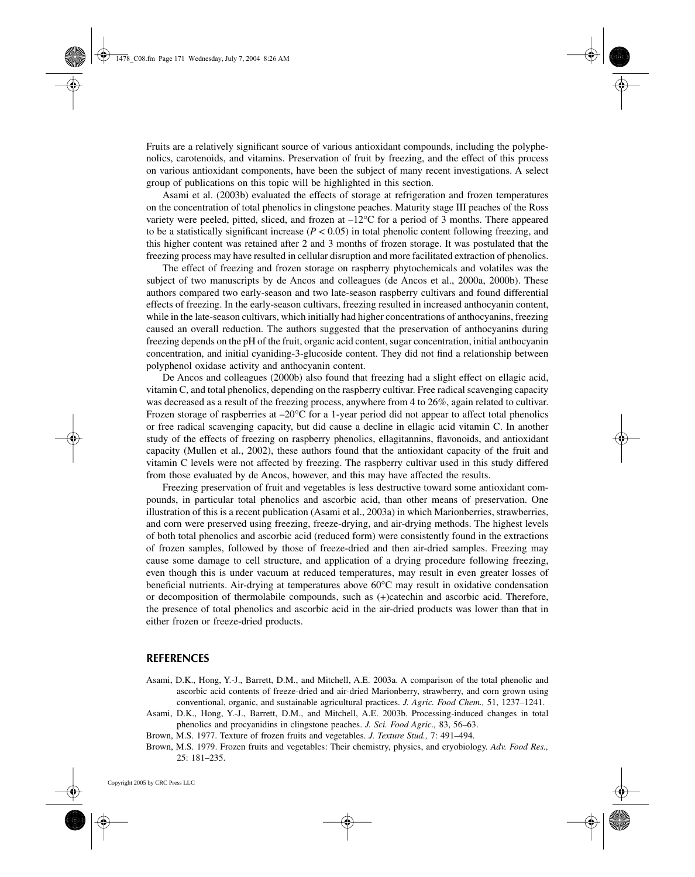Fruits are a relatively significant source of various antioxidant compounds, including the polyphenolics, carotenoids, and vitamins. Preservation of fruit by freezing, and the effect of this process on various antioxidant components, have been the subject of many recent investigations. A select group of publications on this topic will be highlighted in this section.

Asami et al. (2003b) evaluated the effects of storage at refrigeration and frozen temperatures on the concentration of total phenolics in clingstone peaches. Maturity stage III peaches of the Ross variety were peeled, pitted, sliced, and frozen at –12°C for a period of 3 months. There appeared to be a statistically significant increase ($P < 0.05$) in total phenolic content following freezing, and this higher content was retained after 2 and 3 months of frozen storage. It was postulated that the freezing process may have resulted in cellular disruption and more facilitated extraction of phenolics.

The effect of freezing and frozen storage on raspberry phytochemicals and volatiles was the subject of two manuscripts by de Ancos and colleagues (de Ancos et al., 2000a, 2000b). These authors compared two early-season and two late-season raspberry cultivars and found differential effects of freezing. In the early-season cultivars, freezing resulted in increased anthocyanin content, while in the late-season cultivars, which initially had higher concentrations of anthocyanins, freezing caused an overall reduction. The authors suggested that the preservation of anthocyanins during freezing depends on the pH of the fruit, organic acid content, sugar concentration, initial anthocyanin concentration, and initial cyaniding-3-glucoside content. They did not find a relationship between polyphenol oxidase activity and anthocyanin content.

De Ancos and colleagues (2000b) also found that freezing had a slight effect on ellagic acid, vitamin C, and total phenolics, depending on the raspberry cultivar. Free radical scavenging capacity was decreased as a result of the freezing process, anywhere from 4 to 26%, again related to cultivar. Frozen storage of raspberries at –20°C for a 1-year period did not appear to affect total phenolics or free radical scavenging capacity, but did cause a decline in ellagic acid vitamin C. In another study of the effects of freezing on raspberry phenolics, ellagitannins, flavonoids, and antioxidant capacity (Mullen et al., 2002), these authors found that the antioxidant capacity of the fruit and vitamin C levels were not affected by freezing. The raspberry cultivar used in this study differed from those evaluated by de Ancos, however, and this may have affected the results.

Freezing preservation of fruit and vegetables is less destructive toward some antioxidant compounds, in particular total phenolics and ascorbic acid, than other means of preservation. One illustration of this is a recent publication (Asami et al., 2003a) in which Marionberries, strawberries, and corn were preserved using freezing, freeze-drying, and air-drying methods. The highest levels of both total phenolics and ascorbic acid (reduced form) were consistently found in the extractions of frozen samples, followed by those of freeze-dried and then air-dried samples. Freezing may cause some damage to cell structure, and application of a drying procedure following freezing, even though this is under vacuum at reduced temperatures, may result in even greater losses of beneficial nutrients. Air-drying at temperatures above 60°C may result in oxidative condensation or decomposition of thermolabile compounds, such as (+)catechin and ascorbic acid. Therefore, the presence of total phenolics and ascorbic acid in the air-dried products was lower than that in either frozen or freeze-dried products.

## REFERENCES

Asami, D.K., Hong, Y.-J., Barrett, D.M., and Mitchell, A.E. 2003a. A comparison of the total phenolic and ascorbic acid contents of freeze-dried and air-dried Marionberry, strawberry, and corn grown using conventional, organic, and sustainable agricultural practices. *J. Agric. Food Chem.,* 51, 1237–1241.

Asami, D.K., Hong, Y.-J., Barrett, D.M., and Mitchell, A.E. 2003b. Processing-induced changes in total phenolics and procyanidins in clingstone peaches. *J. Sci. Food Agric.,* 83, 56–63.

Brown, M.S. 1977. Texture of frozen fruits and vegetables. *J. Texture Stud.,* 7: 491–494.

Brown, M.S. 1979. Frozen fruits and vegetables: Their chemistry, physics, and cryobiology. *Adv. Food Res.,* 25: 181–235.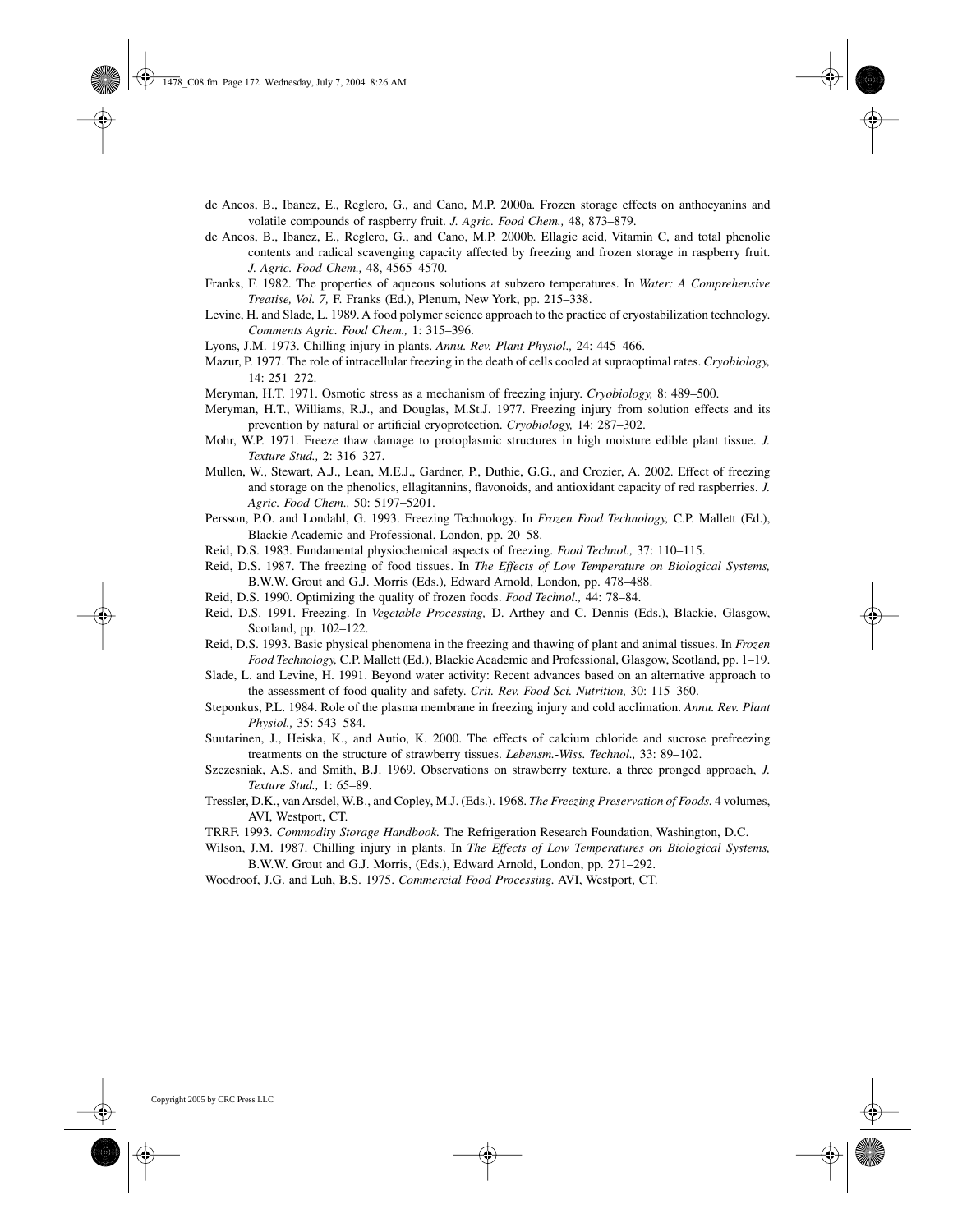de Ancos, B., Ibanez, E., Reglero, G., and Cano, M.P. 2000a. Frozen storage effects on anthocyanins and volatile compounds of raspberry fruit. *J. Agric. Food Chem.,* 48, 873–879.

de Ancos, B., Ibanez, E., Reglero, G., and Cano, M.P. 2000b. Ellagic acid, Vitamin C, and total phenolic contents and radical scavenging capacity affected by freezing and frozen storage in raspberry fruit. *J. Agric. Food Chem.,* 48, 4565–4570.

Franks, F. 1982. The properties of aqueous solutions at subzero temperatures. In *Water: A Comprehensive Treatise, Vol. 7,* F. Franks (Ed.), Plenum, New York, pp. 215–338.

Levine, H. and Slade, L. 1989. A food polymer science approach to the practice of cryostabilization technology. *Comments Agric. Food Chem.,* 1: 315–396.

Lyons, J.M. 1973. Chilling injury in plants. *Annu. Rev. Plant Physiol.,* 24: 445–466.

Mazur, P. 1977. The role of intracellular freezing in the death of cells cooled at supraoptimal rates. *Cryobiology,* 14: 251–272.

Meryman, H.T. 1971. Osmotic stress as a mechanism of freezing injury. *Cryobiology,* 8: 489–500.

Meryman, H.T., Williams, R.J., and Douglas, M.St.J. 1977. Freezing injury from solution effects and its prevention by natural or artificial cryoprotection. *Cryobiology,* 14: 287–302.

Mohr, W.P. 1971. Freeze thaw damage to protoplasmic structures in high moisture edible plant tissue. *J. Texture Stud.,* 2: 316–327.

Mullen, W., Stewart, A.J., Lean, M.E.J., Gardner, P., Duthie, G.G., and Crozier, A. 2002. Effect of freezing and storage on the phenolics, ellagitannins, flavonoids, and antioxidant capacity of red raspberries. *J. Agric. Food Chem.,* 50: 5197–5201.

Persson, P.O. and Londahl, G. 1993. Freezing Technology. In *Frozen Food Technology,* C.P. Mallett (Ed.), Blackie Academic and Professional, London, pp. 20–58.

Reid, D.S. 1983. Fundamental physiochemical aspects of freezing. *Food Technol.,* 37: 110–115.

Reid, D.S. 1987. The freezing of food tissues. In *The Effects of Low Temperature on Biological Systems,* B.W.W. Grout and G.J. Morris (Eds.), Edward Arnold, London, pp. 478–488.

Reid, D.S. 1990. Optimizing the quality of frozen foods. *Food Technol.,* 44: 78–84.

Reid, D.S. 1991. Freezing. In *Vegetable Processing,* D. Arthey and C. Dennis (Eds.), Blackie, Glasgow, Scotland, pp. 102–122.

Reid, D.S. 1993. Basic physical phenomena in the freezing and thawing of plant and animal tissues. In *Frozen Food Technology,* C.P. Mallett (Ed.), Blackie Academic and Professional, Glasgow, Scotland, pp. 1–19.

Slade, L. and Levine, H. 1991. Beyond water activity: Recent advances based on an alternative approach to the assessment of food quality and safety. *Crit. Rev. Food Sci. Nutrition,* 30: 115–360.

Steponkus, P.L. 1984. Role of the plasma membrane in freezing injury and cold acclimation. *Annu. Rev. Plant Physiol.,* 35: 543–584.

Suutarinen, J., Heiska, K., and Autio, K. 2000. The effects of calcium chloride and sucrose prefreezing treatments on the structure of strawberry tissues. *Lebensm.-Wiss. Technol.,* 33: 89–102.

Szczesniak, A.S. and Smith, B.J. 1969. Observations on strawberry texture, a three pronged approach, *J. Texture Stud.,* 1: 65–89.

Tressler, D.K., van Arsdel, W.B., and Copley, M.J. (Eds.). 1968. *The Freezing Preservation of Foods.* 4 volumes, AVI, Westport, CT.

TRRF. 1993. *Commodity Storage Handbook.* The Refrigeration Research Foundation, Washington, D.C.

Wilson, J.M. 1987. Chilling injury in plants. In *The Effects of Low Temperatures on Biological Systems,* B.W.W. Grout and G.J. Morris, (Eds.), Edward Arnold, London, pp. 271–292.

Woodroof, J.G. and Luh, B.S. 1975. *Commercial Food Processing.* AVI, Westport, CT.